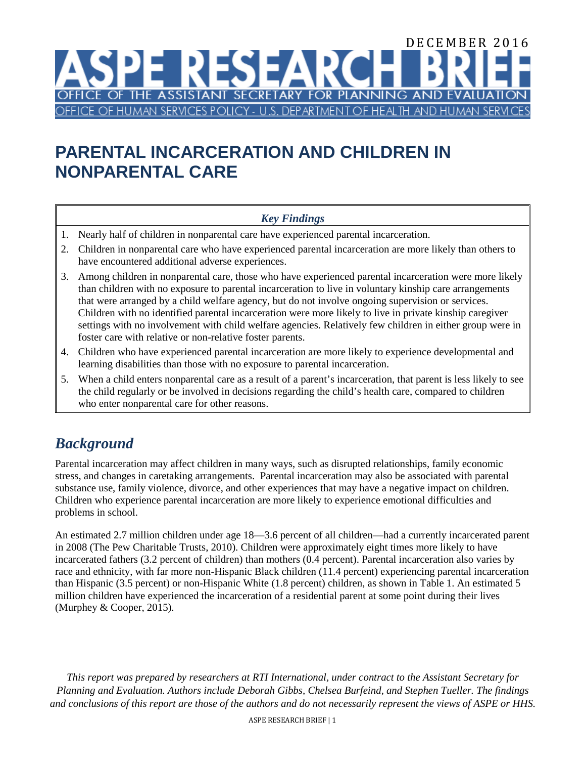DECEMBER 2016

# ASPE RESEARCH BRIEF

OFFICE OF THE ASSISTANT SECRETARY FOR PLANNING AND EVALUATION

OFFICE OF HUMAN SERVICES POLICY - U.S. DEPARTMENT OF HEALTH AND HUMAN SERVICES

# PARENTAL INCARCERATION AND CHILDREN IN NONPARENTAL CARE

***Key Findings***

1. Nearly half of children in nonparental care have experienced parental incarceration.
2. Children in nonparental care who have experienced parental incarceration are more likely than others to have encountered additional adverse experiences.
3. Among children in nonparental care, those who have experienced parental incarceration were more likely than children with no exposure to parental incarceration to live in voluntary kinship care arrangements that were arranged by a child welfare agency, but do not involve ongoing supervision or services. Children with no identified parental incarceration were more likely to live in private kinship caregiver settings with no involvement with child welfare agencies. Relatively few children in either group were in foster care with relative or non-relative foster parents.
4. Children who have experienced parental incarceration are more likely to experience developmental and learning disabilities than those with no exposure to parental incarceration.
5. When a child enters nonparental care as a result of a parent's incarceration, that parent is less likely to see the child regularly or be involved in decisions regarding the child's health care, compared to children who enter nonparental care for other reasons.

## *Background*

Parental incarceration may affect children in many ways, such as disrupted relationships, family economic stress, and changes in caretaking arrangements. Parental incarceration may also be associated with parental substance use, family violence, divorce, and other experiences that may have a negative impact on children. Children who experience parental incarceration are more likely to experience emotional difficulties and problems in school.

An estimated 2.7 million children under age 18—3.6 percent of all children—had a currently incarcerated parent in 2008 (The Pew Charitable Trusts, 2010). Children were approximately eight times more likely to have incarcerated fathers (3.2 percent of children) than mothers (0.4 percent). Parental incarceration also varies by race and ethnicity, with far more non-Hispanic Black children (11.4 percent) experiencing parental incarceration than Hispanic (3.5 percent) or non-Hispanic White (1.8 percent) children, as shown in Table 1. An estimated 5 million children have experienced the incarceration of a residential parent at some point during their lives (Murphey & Cooper, 2015).

*This report was prepared by researchers at RTI International, under contract to the Assistant Secretary for Planning and Evaluation. Authors include Deborah Gibbs, Chelsea Burfeind, and Stephen Tueller. The findings and conclusions of this report are those of the authors and do not necessarily represent the views of ASPE or HHS.*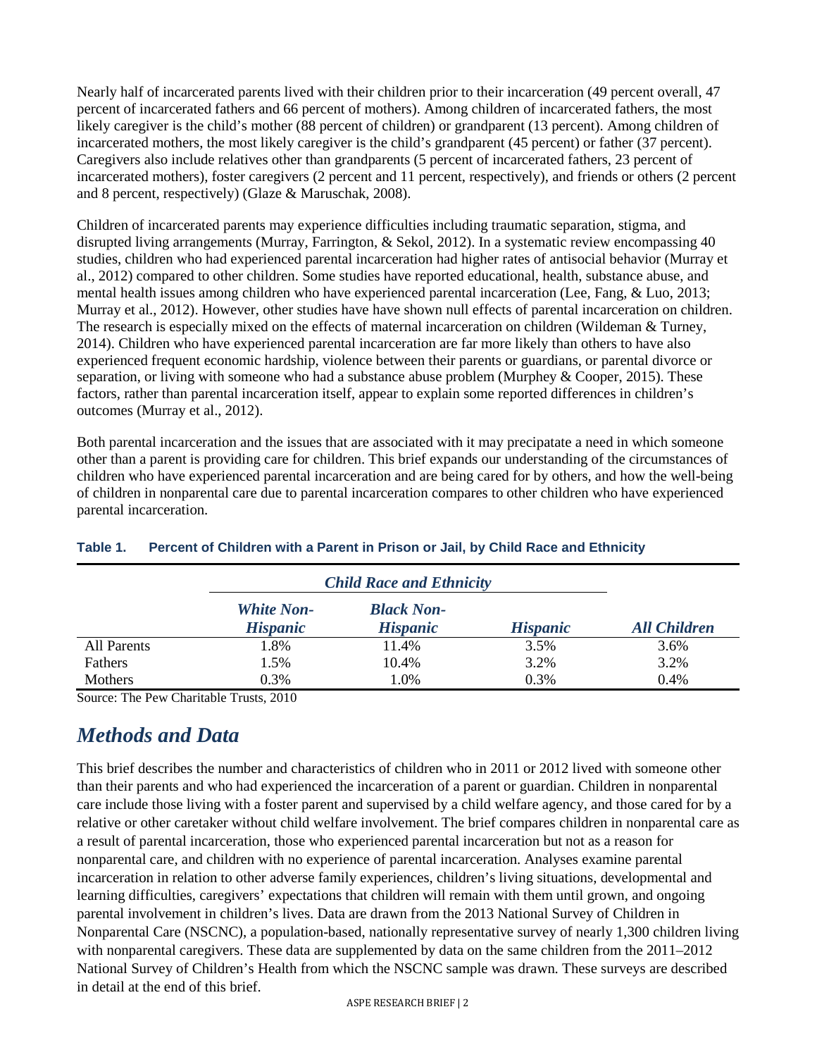Nearly half of incarcerated parents lived with their children prior to their incarceration (49 percent overall, 47 percent of incarcerated fathers and 66 percent of mothers). Among children of incarcerated fathers, the most likely caregiver is the child's mother (88 percent of children) or grandparent (13 percent). Among children of incarcerated mothers, the most likely caregiver is the child's grandparent (45 percent) or father (37 percent). Caregivers also include relatives other than grandparents (5 percent of incarcerated fathers, 23 percent of incarcerated mothers), foster caregivers (2 percent and 11 percent, respectively), and friends or others (2 percent and 8 percent, respectively) (Glaze & Maruschak, 2008).

Children of incarcerated parents may experience difficulties including traumatic separation, stigma, and disrupted living arrangements (Murray, Farrington, & Sekol, 2012). In a systematic review encompassing 40 studies, children who had experienced parental incarceration had higher rates of antisocial behavior (Murray et al., 2012) compared to other children. Some studies have reported educational, health, substance abuse, and mental health issues among children who have experienced parental incarceration (Lee, Fang, & Luo, 2013; Murray et al., 2012). However, other studies have have shown null effects of parental incarceration on children. The research is especially mixed on the effects of maternal incarceration on children (Wildeman & Turney, 2014). Children who have experienced parental incarceration are far more likely than others to have also experienced frequent economic hardship, violence between their parents or guardians, or parental divorce or separation, or living with someone who had a substance abuse problem (Murphey & Cooper, 2015). These factors, rather than parental incarceration itself, appear to explain some reported differences in children's outcomes (Murray et al., 2012).

Both parental incarceration and the issues that are associated with it may precipatate a need in which someone other than a parent is providing care for children. This brief expands our understanding of the circumstances of children who have experienced parental incarceration and are being cared for by others, and how the well-being of children in nonparental care due to parental incarceration compares to other children who have experienced parental incarceration.

**Table 1. Percent of Children with a Parent in Prison or Jail, by Child Race and Ethnicity**

| | *Child Race and Ethnicity* | | | |
|---|---|---|---|---|
| | *White Non-Hispanic* | *Black Non-Hispanic* | *Hispanic* | *All Children* |
| All Parents | 1.8% | 11.4% | 3.5% | 3.6% |
| Fathers | 1.5% | 10.4% | 3.2% | 3.2% |
| Mothers | 0.3% | 1.0% | 0.3% | 0.4% |

Source: The Pew Charitable Trusts, 2010

## *Methods and Data*

This brief describes the number and characteristics of children who in 2011 or 2012 lived with someone other than their parents and who had experienced the incarceration of a parent or guardian. Children in nonparental care include those living with a foster parent and supervised by a child welfare agency, and those cared for by a relative or other caretaker without child welfare involvement. The brief compares children in nonparental care as a result of parental incarceration, those who experienced parental incarceration but not as a reason for nonparental care, and children with no experience of parental incarceration. Analyses examine parental incarceration in relation to other adverse family experiences, children's living situations, developmental and learning difficulties, caregivers' expectations that children will remain with them until grown, and ongoing parental involvement in children's lives. Data are drawn from the 2013 National Survey of Children in Nonparental Care (NSCNC), a population-based, nationally representative survey of nearly 1,300 children living with nonparental caregivers. These data are supplemented by data on the same children from the 2011–2012 National Survey of Children's Health from which the NSCNC sample was drawn. These surveys are described in detail at the end of this brief.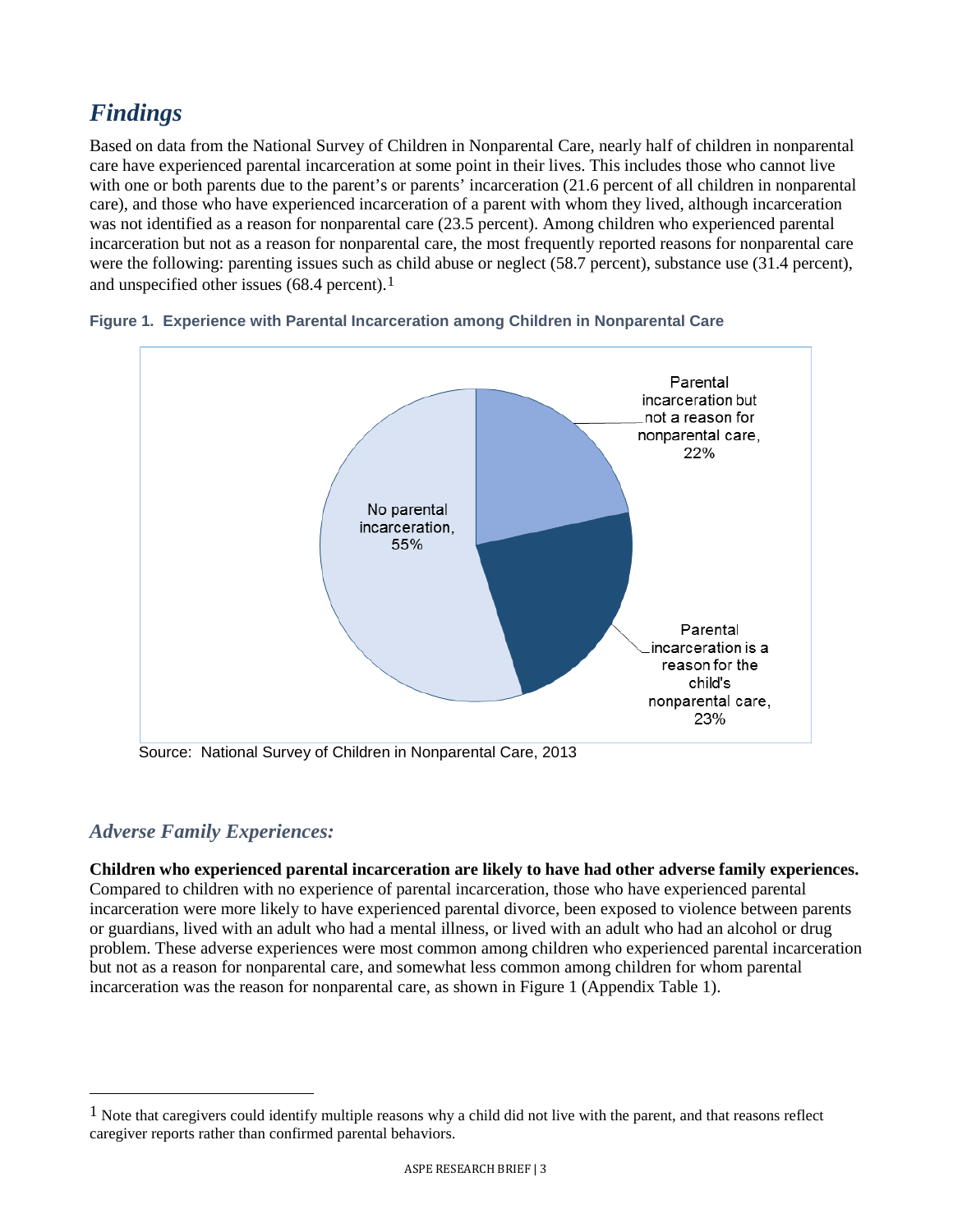# *Findings*

Based on data from the National Survey of Children in Nonparental Care, nearly half of children in nonparental care have experienced parental incarceration at some point in their lives. This includes those who cannot live with one or both parents due to the parent's or parents' incarceration (21.6 percent of all children in nonparental care), and those who have experienced incarceration of a parent with whom they lived, although incarceration was not identified as a reason for nonparental care (23.5 percent). Among children who experienced parental incarceration but not as a reason for nonparental care, the most frequently reported reasons for nonparental care were the following: parenting issues such as child abuse or neglect (58.7 percent), substance use (31.4 percent), and unspecified other issues (68.4 percent).[1]

**Figure 1. Experience with Parental Incarceration among Children in Nonparental Care**

No parental incarceration, 55%

Parental incarceration but not a reason for nonparental care, 22%

Parental incarceration is a reason for the child's nonparental care, 23%

Source: National Survey of Children in Nonparental Care, 2013

## *Adverse Family Experiences:*

**Children who experienced parental incarceration are likely to have had other adverse family experiences.** Compared to children with no experience of parental incarceration, those who have experienced parental incarceration were more likely to have experienced parental divorce, been exposed to violence between parents or guardians, lived with an adult who had a mental illness, or lived with an adult who had an alcohol or drug problem. These adverse experiences were most common among children who experienced parental incarceration but not as a reason for nonparental care, and somewhat less common among children for whom parental incarceration was the reason for nonparental care, as shown in Figure 1 (Appendix Table 1).

---

[1] Note that caregivers could identify multiple reasons why a child did not live with the parent, and that reasons reflect caregiver reports rather than confirmed parental behaviors.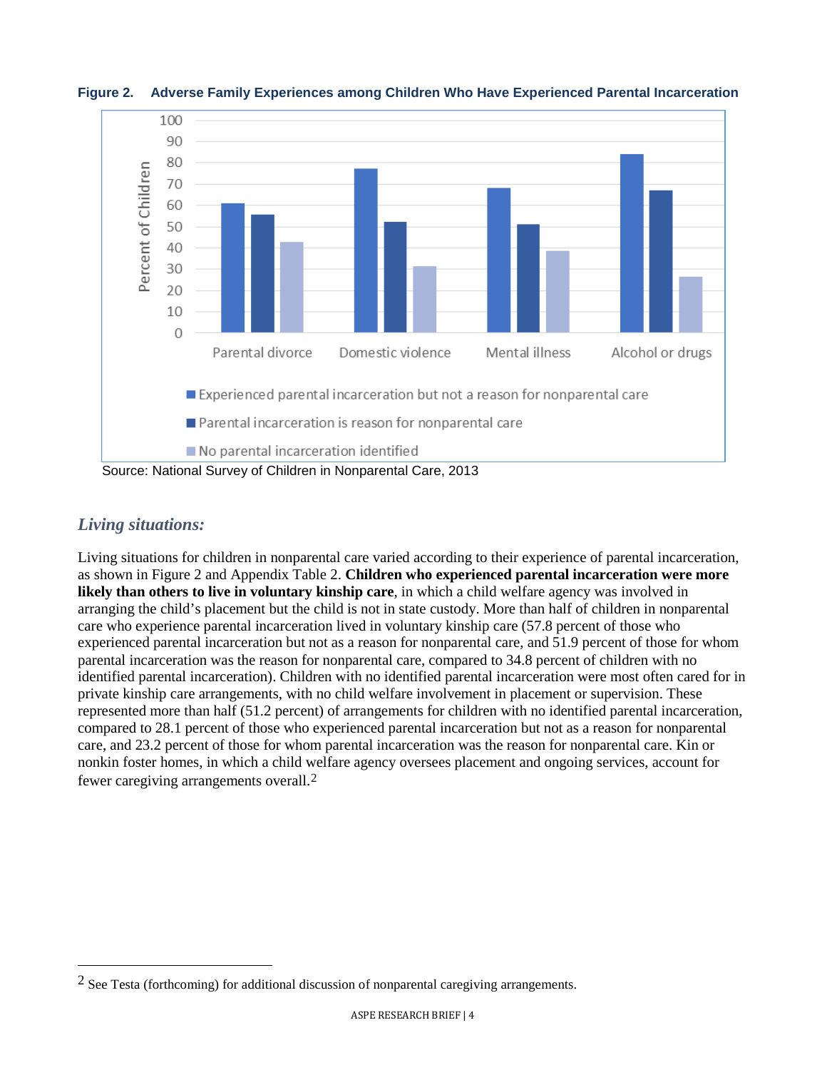**Figure 2. Adverse Family Experiences among Children Who Have Experienced Parental Incarceration**

Source: National Survey of Children in Nonparental Care, 2013

## *Living situations:*

Living situations for children in nonparental care varied according to their experience of parental incarceration, as shown in Figure 2 and Appendix Table 2. **Children who experienced parental incarceration were more likely than others to live in voluntary kinship care**, in which a child welfare agency was involved in arranging the child's placement but the child is not in state custody. More than half of children in nonparental care who experience parental incarceration lived in voluntary kinship care (57.8 percent of those who experienced parental incarceration but not as a reason for nonparental care, and 51.9 percent of those for whom parental incarceration was the reason for nonparental care, compared to 34.8 percent of children with no identified parental incarceration). Children with no identified parental incarceration were most often cared for in private kinship care arrangements, with no child welfare involvement in placement or supervision. These represented more than half (51.2 percent) of arrangements for children with no identified parental incarceration, compared to 28.1 percent of those who experienced parental incarceration but not as a reason for nonparental care, and 23.2 percent of those for whom parental incarceration was the reason for nonparental care. Kin or nonkin foster homes, in which a child welfare agency oversees placement and ongoing services, account for fewer caregiving arrangements overall.[2]

[2] See Testa (forthcoming) for additional discussion of nonparental caregiving arrangements.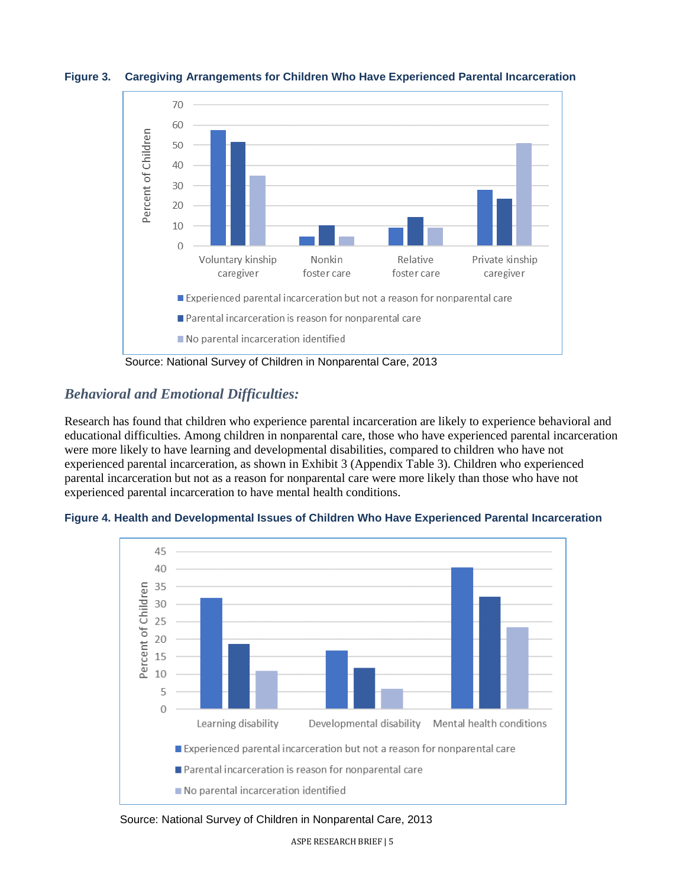**Figure 3. Caregiving Arrangements for Children Who Have Experienced Parental Incarceration**

Source: National Survey of Children in Nonparental Care, 2013

### *Behavioral and Emotional Difficulties:*

Research has found that children who experience parental incarceration are likely to experience behavioral and educational difficulties. Among children in nonparental care, those who have experienced parental incarceration were more likely to have learning and developmental disabilities, compared to children who have not experienced parental incarceration, as shown in Exhibit 3 (Appendix Table 3). Children who experienced parental incarceration but not as a reason for nonparental care were more likely than those who have not experienced parental incarceration to have mental health conditions.

**Figure 4. Health and Developmental Issues of Children Who Have Experienced Parental Incarceration**

Source: National Survey of Children in Nonparental Care, 2013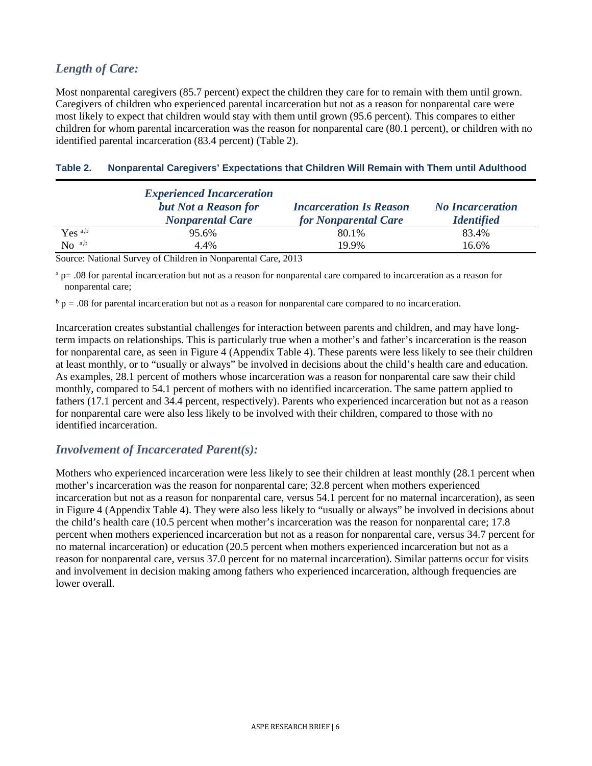### *Length of Care:*

Most nonparental caregivers (85.7 percent) expect the children they care for to remain with them until grown. Caregivers of children who experienced parental incarceration but not as a reason for nonparental care were most likely to expect that children would stay with them until grown (95.6 percent). This compares to either children for whom parental incarceration was the reason for nonparental care (80.1 percent), or children with no identified parental incarceration (83.4 percent) (Table 2).

**Table 2. Nonparental Caregivers' Expectations that Children Will Remain with Them until Adulthood**

| | *Experienced Incarceration but Not a Reason for Nonparental Care* | *Incarceration Is Reason for Nonparental Care* | *No Incarceration Identified* |
|---|---|---|---|
| Yes [a,b] | 95.6% | 80.1% | 83.4% |
| No [a,b] | 4.4% | 19.9% | 16.6% |

Source: National Survey of Children in Nonparental Care, 2013

[a] $p = .08$ for parental incarceration but not as a reason for nonparental care compared to incarceration as a reason for nonparental care;

[b] $p = .08$ for parental incarceration but not as a reason for nonparental care compared to no incarceration.

Incarceration creates substantial challenges for interaction between parents and children, and may have long-term impacts on relationships. This is particularly true when a mother's and father's incarceration is the reason for nonparental care, as seen in Figure 4 (Appendix Table 4). These parents were less likely to see their children at least monthly, or to "usually or always" be involved in decisions about the child's health care and education. As examples, 28.1 percent of mothers whose incarceration was a reason for nonparental care saw their child monthly, compared to 54.1 percent of mothers with no identified incarceration. The same pattern applied to fathers (17.1 percent and 34.4 percent, respectively). Parents who experienced incarceration but not as a reason for nonparental care were also less likely to be involved with their children, compared to those with no identified incarceration.

### *Involvement of Incarcerated Parent(s):*

Mothers who experienced incarceration were less likely to see their children at least monthly (28.1 percent when mother's incarceration was the reason for nonparental care; 32.8 percent when mothers experienced incarceration but not as a reason for nonparental care, versus 54.1 percent for no maternal incarceration), as seen in Figure 4 (Appendix Table 4). They were also less likely to "usually or always" be involved in decisions about the child's health care (10.5 percent when mother's incarceration was the reason for nonparental care; 17.8 percent when mothers experienced incarceration but not as a reason for nonparental care, versus 34.7 percent for no maternal incarceration) or education (20.5 percent when mothers experienced incarceration but not as a reason for nonparental care, versus 37.0 percent for no maternal incarceration). Similar patterns occur for visits and involvement in decision making among fathers who experienced incarceration, although frequencies are lower overall.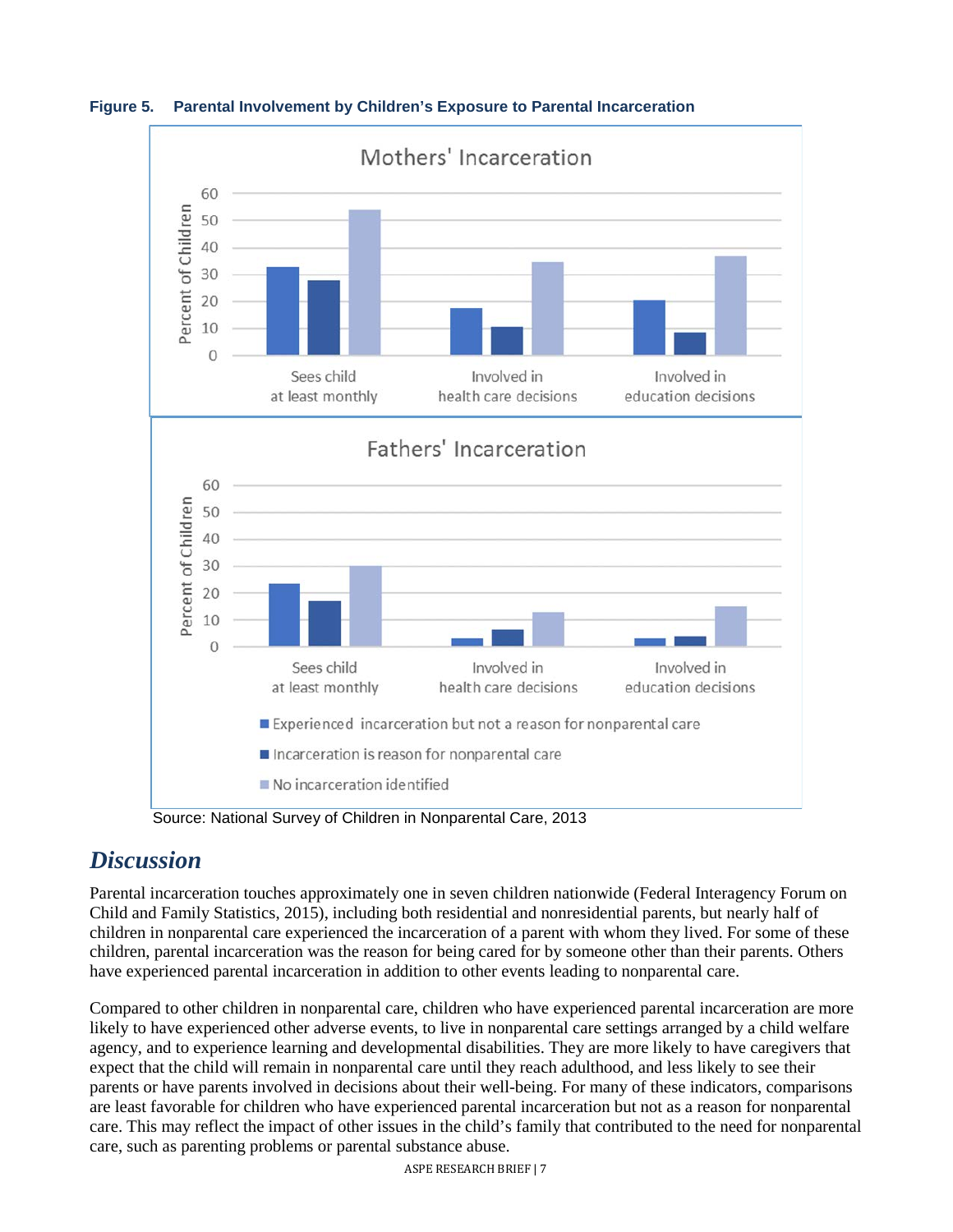**Figure 5. Parental Involvement by Children's Exposure to Parental Incarceration**

Source: National Survey of Children in Nonparental Care, 2013

## *Discussion*

Parental incarceration touches approximately one in seven children nationwide (Federal Interagency Forum on Child and Family Statistics, 2015), including both residential and nonresidential parents, but nearly half of children in nonparental care experienced the incarceration of a parent with whom they lived. For some of these children, parental incarceration was the reason for being cared for by someone other than their parents. Others have experienced parental incarceration in addition to other events leading to nonparental care.

Compared to other children in nonparental care, children who have experienced parental incarceration are more likely to have experienced other adverse events, to live in nonparental care settings arranged by a child welfare agency, and to experience learning and developmental disabilities. They are more likely to have caregivers that expect that the child will remain in nonparental care until they reach adulthood, and less likely to see their parents or have parents involved in decisions about their well-being. For many of these indicators, comparisons are least favorable for children who have experienced parental incarceration but not as a reason for nonparental care. This may reflect the impact of other issues in the child's family that contributed to the need for nonparental care, such as parenting problems or parental substance abuse.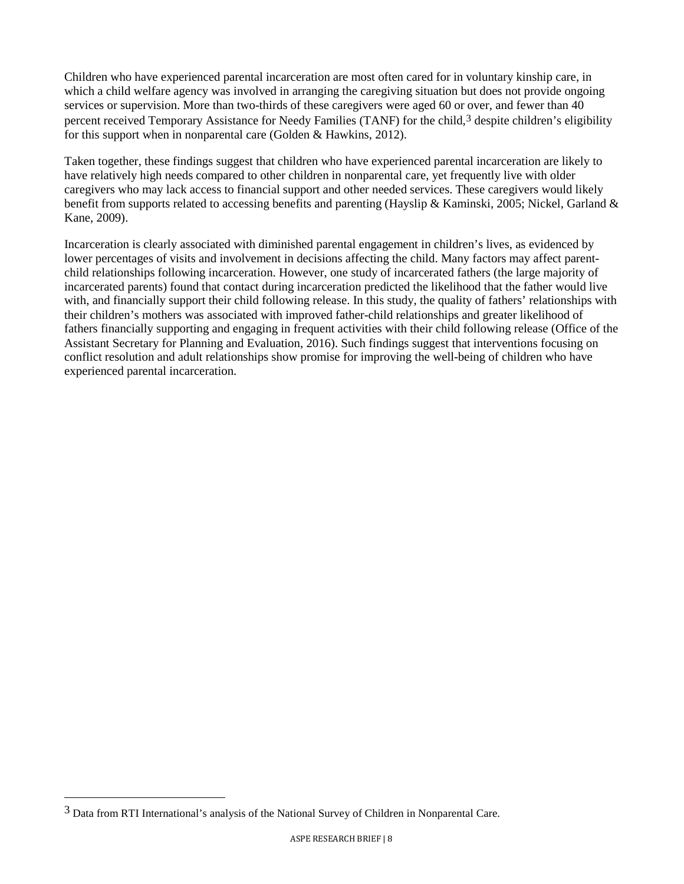Children who have experienced parental incarceration are most often cared for in voluntary kinship care, in which a child welfare agency was involved in arranging the caregiving situation but does not provide ongoing services or supervision. More than two-thirds of these caregivers were aged 60 or over, and fewer than 40 percent received Temporary Assistance for Needy Families (TANF) for the child,[3] despite children's eligibility for this support when in nonparental care (Golden & Hawkins, 2012).

Taken together, these findings suggest that children who have experienced parental incarceration are likely to have relatively high needs compared to other children in nonparental care, yet frequently live with older caregivers who may lack access to financial support and other needed services. These caregivers would likely benefit from supports related to accessing benefits and parenting (Hayslip & Kaminski, 2005; Nickel, Garland & Kane, 2009).

Incarceration is clearly associated with diminished parental engagement in children's lives, as evidenced by lower percentages of visits and involvement in decisions affecting the child. Many factors may affect parent-child relationships following incarceration. However, one study of incarcerated fathers (the large majority of incarcerated parents) found that contact during incarceration predicted the likelihood that the father would live with, and financially support their child following release. In this study, the quality of fathers' relationships with their children's mothers was associated with improved father-child relationships and greater likelihood of fathers financially supporting and engaging in frequent activities with their child following release (Office of the Assistant Secretary for Planning and Evaluation, 2016). Such findings suggest that interventions focusing on conflict resolution and adult relationships show promise for improving the well-being of children who have experienced parental incarceration.

---

[3] Data from RTI International's analysis of the National Survey of Children in Nonparental Care.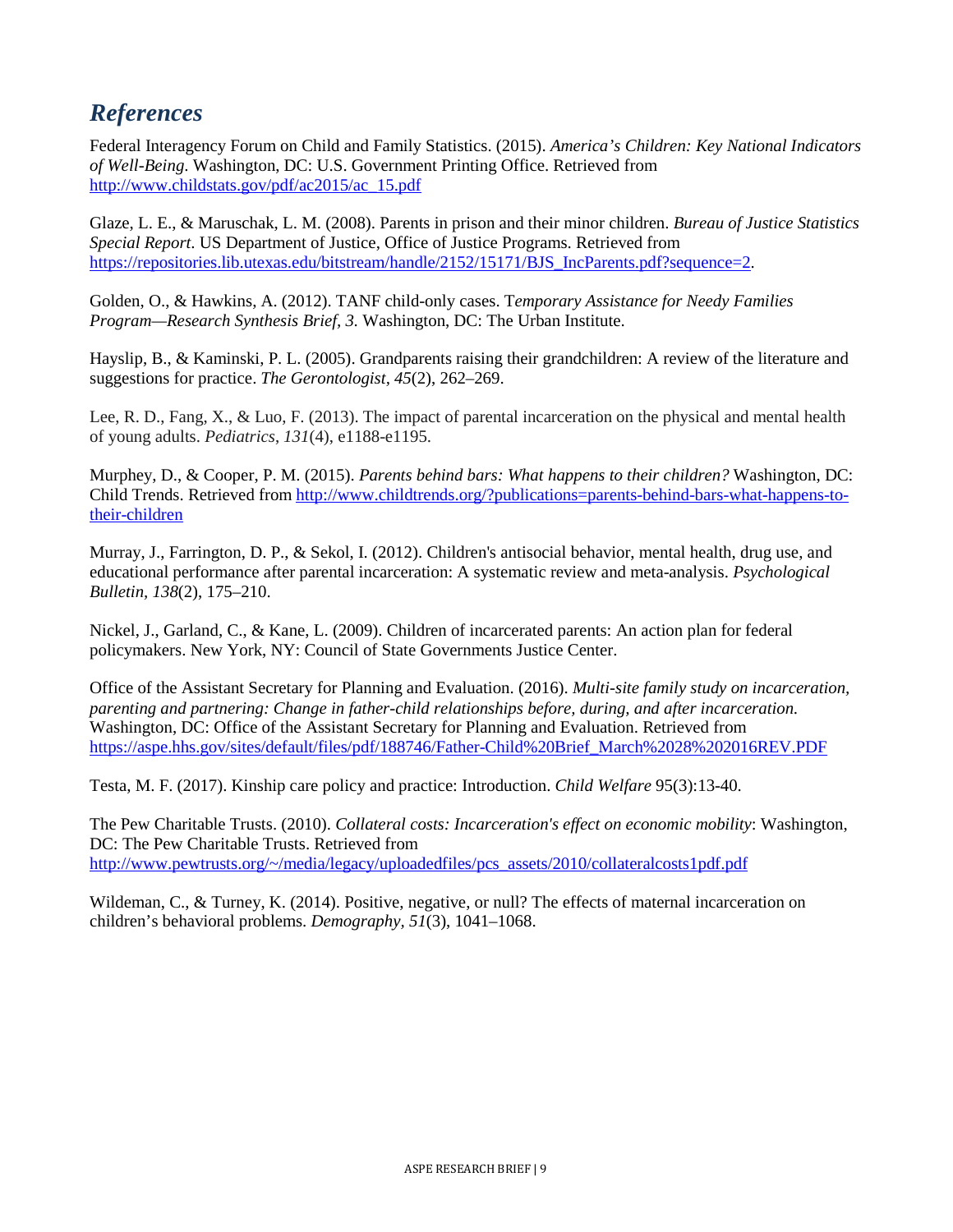## *References*

Federal Interagency Forum on Child and Family Statistics. (2015). *America's Children: Key National Indicators of Well-Being*. Washington, DC: U.S. Government Printing Office. Retrieved from http://www.childstats.gov/pdf/ac2015/ac_15.pdf

Glaze, L. E., & Maruschak, L. M. (2008). Parents in prison and their minor children. *Bureau of Justice Statistics Special Report*. US Department of Justice, Office of Justice Programs. Retrieved from https://repositories.lib.utexas.edu/bitstream/handle/2152/15171/BJS_IncParents.pdf?sequence=2.

Golden, O., & Hawkins, A. (2012). TANF child-only cases. T*emporary Assistance for Needy Families Program—Research Synthesis Brief, 3.* Washington, DC: The Urban Institute.

Hayslip, B., & Kaminski, P. L. (2005). Grandparents raising their grandchildren: A review of the literature and suggestions for practice. *The Gerontologist, 45*(2), 262–269.

Lee, R. D., Fang, X., & Luo, F. (2013). The impact of parental incarceration on the physical and mental health of young adults. *Pediatrics*, *131*(4), e1188-e1195.

Murphey, D., & Cooper, P. M. (2015). *Parents behind bars: What happens to their children?* Washington, DC: Child Trends. Retrieved from http://www.childtrends.org/?publications=parents-behind-bars-what-happens-to-their-children

Murray, J., Farrington, D. P., & Sekol, I. (2012). Children's antisocial behavior, mental health, drug use, and educational performance after parental incarceration: A systematic review and meta-analysis. *Psychological Bulletin, 138*(2), 175–210.

Nickel, J., Garland, C., & Kane, L. (2009). Children of incarcerated parents: An action plan for federal policymakers. New York, NY: Council of State Governments Justice Center.

Office of the Assistant Secretary for Planning and Evaluation. (2016). *Multi-site family study on incarceration, parenting and partnering: Change in father-child relationships before, during, and after incarceration.* Washington, DC: Office of the Assistant Secretary for Planning and Evaluation. Retrieved from https://aspe.hhs.gov/sites/default/files/pdf/188746/Father-Child%20Brief_March%2028%202016REV.PDF

Testa, M. F. (2017). Kinship care policy and practice: Introduction. *Child Welfare* 95(3):13-40.

The Pew Charitable Trusts. (2010). *Collateral costs: Incarceration's effect on economic mobility*: Washington, DC: The Pew Charitable Trusts. Retrieved from http://www.pewtrusts.org/~/media/legacy/uploadedfiles/pcs_assets/2010/collateralcosts1pdf.pdf

Wildeman, C., & Turney, K. (2014). Positive, negative, or null? The effects of maternal incarceration on children's behavioral problems. *Demography, 51*(3), 1041–1068.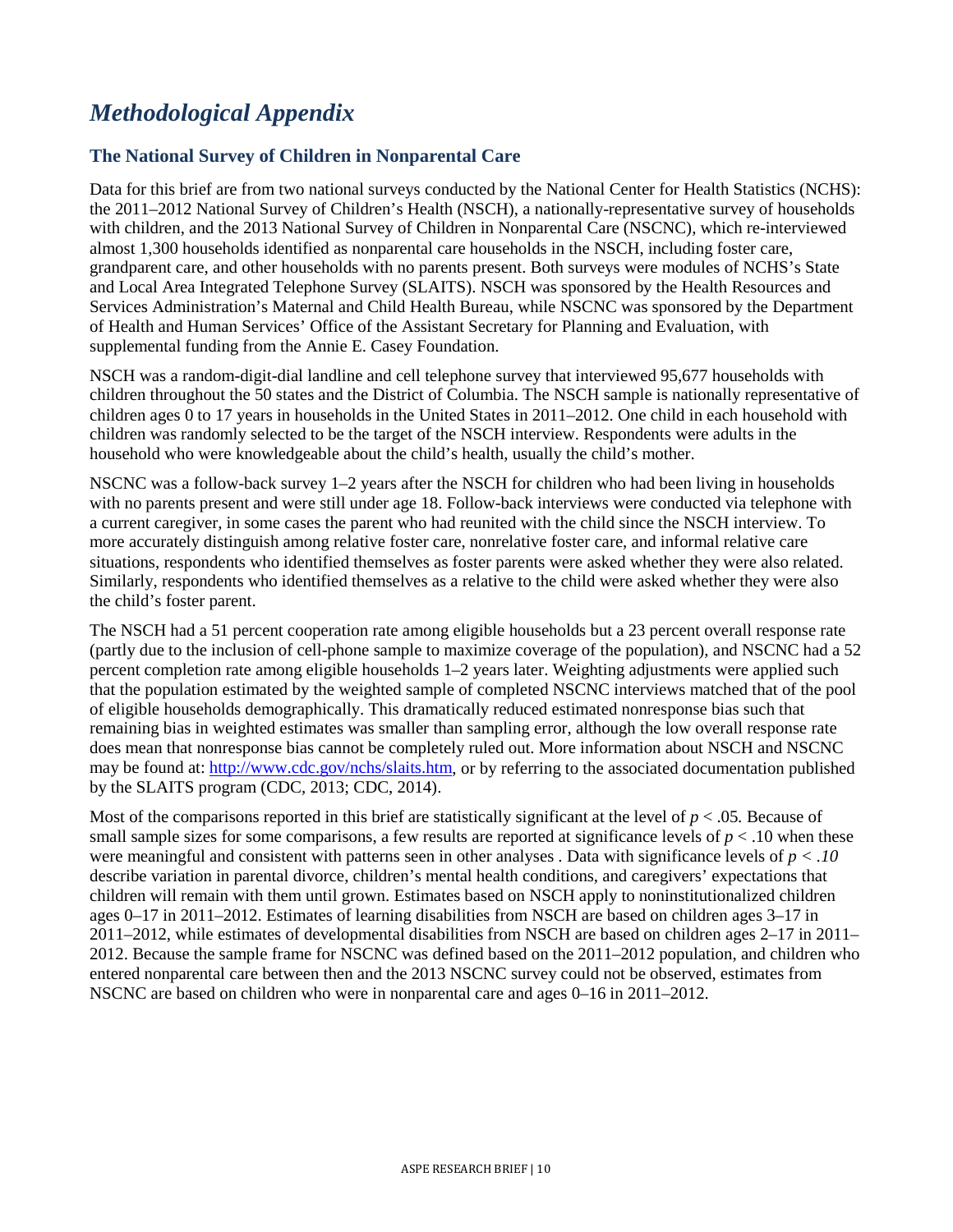# *Methodological Appendix*

## The National Survey of Children in Nonparental Care

Data for this brief are from two national surveys conducted by the National Center for Health Statistics (NCHS): the 2011–2012 National Survey of Children's Health (NSCH), a nationally-representative survey of households with children, and the 2013 National Survey of Children in Nonparental Care (NSCNC), which re-interviewed almost 1,300 households identified as nonparental care households in the NSCH, including foster care, grandparent care, and other households with no parents present. Both surveys were modules of NCHS's State and Local Area Integrated Telephone Survey (SLAITS). NSCH was sponsored by the Health Resources and Services Administration's Maternal and Child Health Bureau, while NSCNC was sponsored by the Department of Health and Human Services' Office of the Assistant Secretary for Planning and Evaluation, with supplemental funding from the Annie E. Casey Foundation.

NSCH was a random-digit-dial landline and cell telephone survey that interviewed 95,677 households with children throughout the 50 states and the District of Columbia. The NSCH sample is nationally representative of children ages 0 to 17 years in households in the United States in 2011–2012. One child in each household with children was randomly selected to be the target of the NSCH interview. Respondents were adults in the household who were knowledgeable about the child's health, usually the child's mother.

NSCNC was a follow-back survey 1–2 years after the NSCH for children who had been living in households with no parents present and were still under age 18. Follow-back interviews were conducted via telephone with a current caregiver, in some cases the parent who had reunited with the child since the NSCH interview. To more accurately distinguish among relative foster care, nonrelative foster care, and informal relative care situations, respondents who identified themselves as foster parents were asked whether they were also related. Similarly, respondents who identified themselves as a relative to the child were asked whether they were also the child's foster parent.

The NSCH had a 51 percent cooperation rate among eligible households but a 23 percent overall response rate (partly due to the inclusion of cell-phone sample to maximize coverage of the population), and NSCNC had a 52 percent completion rate among eligible households 1–2 years later. Weighting adjustments were applied such that the population estimated by the weighted sample of completed NSCNC interviews matched that of the pool of eligible households demographically. This dramatically reduced estimated nonresponse bias such that remaining bias in weighted estimates was smaller than sampling error, although the low overall response rate does mean that nonresponse bias cannot be completely ruled out. More information about NSCH and NSCNC may be found at: [http://www.cdc.gov/nchs/slaits.htm](http://www.cdc.gov/nchs/slaits.htm), or by referring to the associated documentation published by the SLAITS program (CDC, 2013; CDC, 2014).

Most of the comparisons reported in this brief are statistically significant at the level of $p < .05$. Because of small sample sizes for some comparisons, a few results are reported at significance levels of $p < .10$ when these were meaningful and consistent with patterns seen in other analyses . Data with significance levels of $p < .10$ describe variation in parental divorce, children's mental health conditions, and caregivers' expectations that children will remain with them until grown. Estimates based on NSCH apply to noninstitutionalized children ages 0–17 in 2011–2012. Estimates of learning disabilities from NSCH are based on children ages 3–17 in 2011–2012, while estimates of developmental disabilities from NSCH are based on children ages 2–17 in 2011–2012. Because the sample frame for NSCNC was defined based on the 2011–2012 population, and children who entered nonparental care between then and the 2013 NSCNC survey could not be observed, estimates from NSCNC are based on children who were in nonparental care and ages 0–16 in 2011–2012.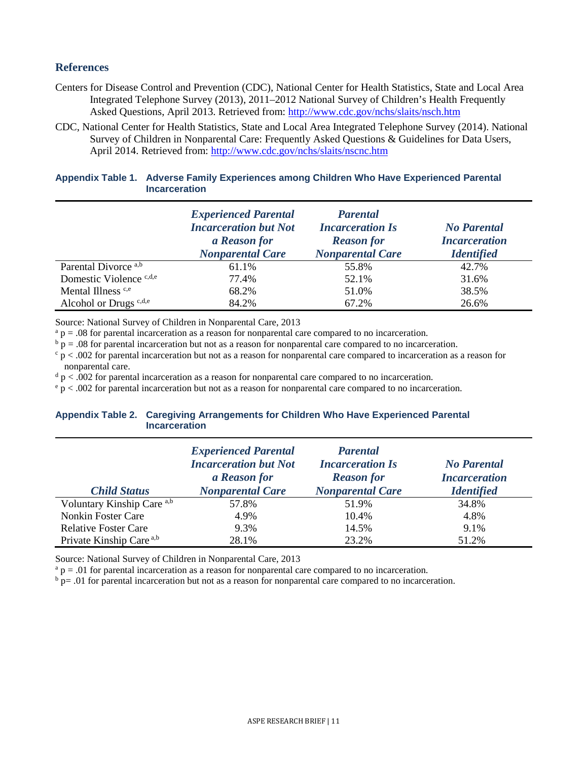## References

Centers for Disease Control and Prevention (CDC), National Center for Health Statistics, State and Local Area Integrated Telephone Survey (2013), 2011–2012 National Survey of Children's Health Frequently Asked Questions, April 2013. Retrieved from: http://www.cdc.gov/nchs/slaits/nsch.htm

CDC, National Center for Health Statistics, State and Local Area Integrated Telephone Survey (2014). National Survey of Children in Nonparental Care: Frequently Asked Questions & Guidelines for Data Users, April 2014. Retrieved from: http://www.cdc.gov/nchs/slaits/nscnc.htm

**Appendix Table 1. Adverse Family Experiences among Children Who Have Experienced Parental Incarceration**

| | *Experienced Parental Incarceration but Not a Reason for Nonparental Care* | *Parental Incarceration Is Reason for Nonparental Care* | *No Parental Incarceration Identified* |
|---|---|---|---|
| Parental Divorce [a,b] | 61.1% | 55.8% | 42.7% |
| Domestic Violence [c,d,e] | 77.4% | 52.1% | 31.6% |
| Mental Illness [c,e] | 68.2% | 51.0% | 38.5% |
| Alcohol or Drugs [c,d,e] | 84.2% | 67.2% | 26.6% |

Source: National Survey of Children in Nonparental Care, 2013

[a] $p = .08$ for parental incarceration as a reason for nonparental care compared to no incarceration.

[b] $p = .08$ for parental incarceration but not as a reason for nonparental care compared to no incarceration.

[c] $p < .002$ for parental incarceration but not as a reason for nonparental care compared to incarceration as a reason for nonparental care.

[d] $p < .002$ for parental incarceration as a reason for nonparental care compared to no incarceration.

[e] $p < .002$ for parental incarceration but not as a reason for nonparental care compared to no incarceration.

**Appendix Table 2. Caregiving Arrangements for Children Who Have Experienced Parental Incarceration**

| *Child Status* | *Experienced Parental Incarceration but Not a Reason for Nonparental Care* | *Parental Incarceration Is Reason for Nonparental Care* | *No Parental Incarceration Identified* |
|---|---|---|---|
| Voluntary Kinship Care [a,b] | 57.8% | 51.9% | 34.8% |
| Nonkin Foster Care | 4.9% | 10.4% | 4.8% |
| Relative Foster Care | 9.3% | 14.5% | 9.1% |
| Private Kinship Care [a,b] | 28.1% | 23.2% | 51.2% |

Source: National Survey of Children in Nonparental Care, 2013

[a] $p = .01$ for parental incarceration as a reason for nonparental care compared to no incarceration.

[b] $p = .01$ for parental incarceration but not as a reason for nonparental care compared to no incarceration.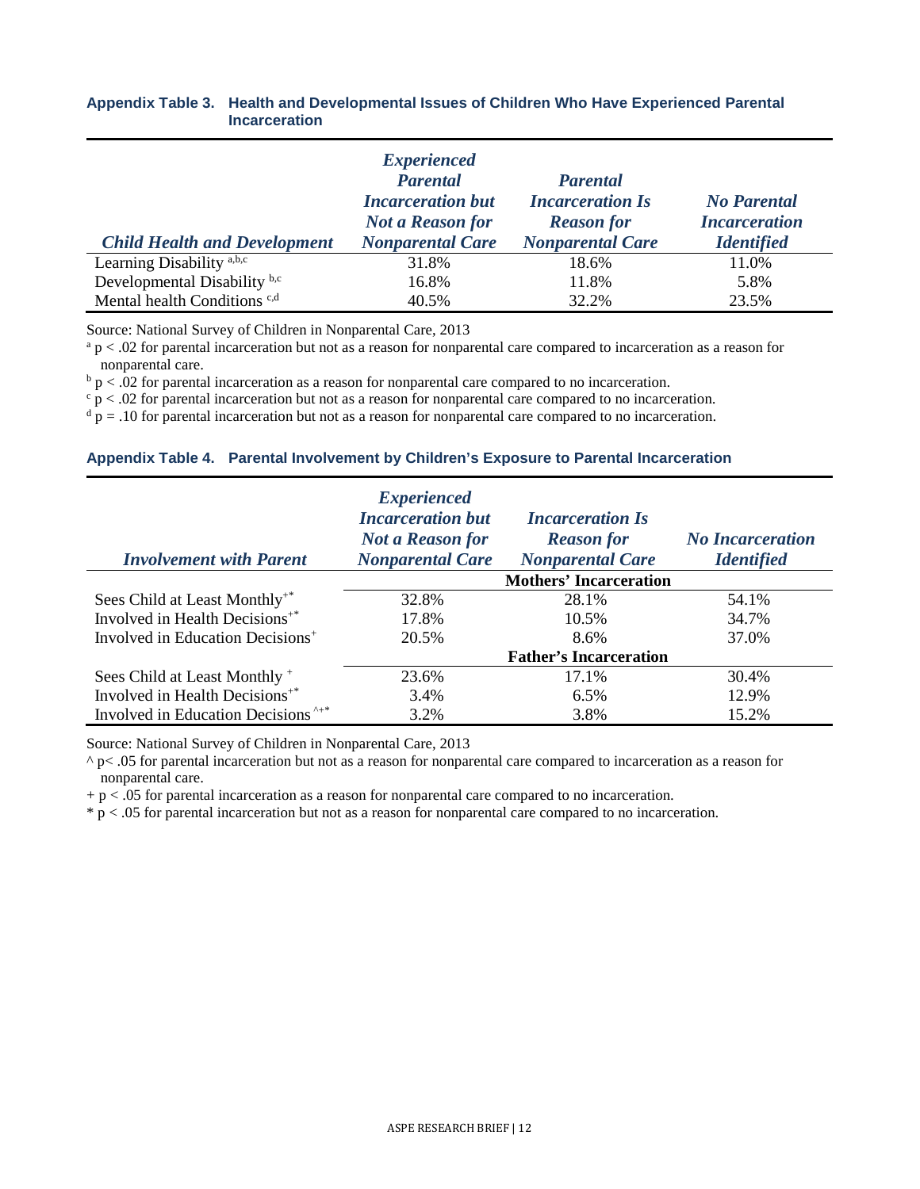**Appendix Table 3. Health and Developmental Issues of Children Who Have Experienced Parental Incarceration**

| *Child Health and Development* | *Experienced Parental Incarceration but Not a Reason for Nonparental Care* | *Parental Incarceration Is Reason for Nonparental Care* | *No Parental Incarceration Identified* |
|---|---|---|---|
| Learning Disability [a,b,c] | 31.8% | 18.6% | 11.0% |
| Developmental Disability [b,c] | 16.8% | 11.8% | 5.8% |
| Mental health Conditions [c,d] | 40.5% | 32.2% | 23.5% |

Source: National Survey of Children in Nonparental Care, 2013

[a] $p < .02$ for parental incarceration but not as a reason for nonparental care compared to incarceration as a reason for nonparental care.

[b] $p < .02$ for parental incarceration as a reason for nonparental care compared to no incarceration.

[c] $p < .02$ for parental incarceration but not as a reason for nonparental care compared to no incarceration.

[d] $p = .10$ for parental incarceration but not as a reason for nonparental care compared to no incarceration.

**Appendix Table 4. Parental Involvement by Children's Exposure to Parental Incarceration**

| *Involvement with Parent* | *Experienced Incarceration but Not a Reason for Nonparental Care* | *Incarceration Is Reason for Nonparental Care* | *No Incarceration Identified* |
|---|---|---|---|
| | | **Mothers' Incarceration** | |
| Sees Child at Least Monthly[+*] | 32.8% | 28.1% | 54.1% |
| Involved in Health Decisions[+*] | 17.8% | 10.5% | 34.7% |
| Involved in Education Decisions[+] | 20.5% | 8.6% | 37.0% |
| | | **Father's Incarceration** | |
| Sees Child at Least Monthly [+] | 23.6% | 17.1% | 30.4% |
| Involved in Health Decisions[+*] | 3.4% | 6.5% | 12.9% |
| Involved in Education Decisions [^+*] | 3.2% | 3.8% | 15.2% |

Source: National Survey of Children in Nonparental Care, 2013

^ $p < .05$ for parental incarceration but not as a reason for nonparental care compared to incarceration as a reason for nonparental care.

+ $p < .05$ for parental incarceration as a reason for nonparental care compared to no incarceration.

* $p < .05$ for parental incarceration but not as a reason for nonparental care compared to no incarceration.